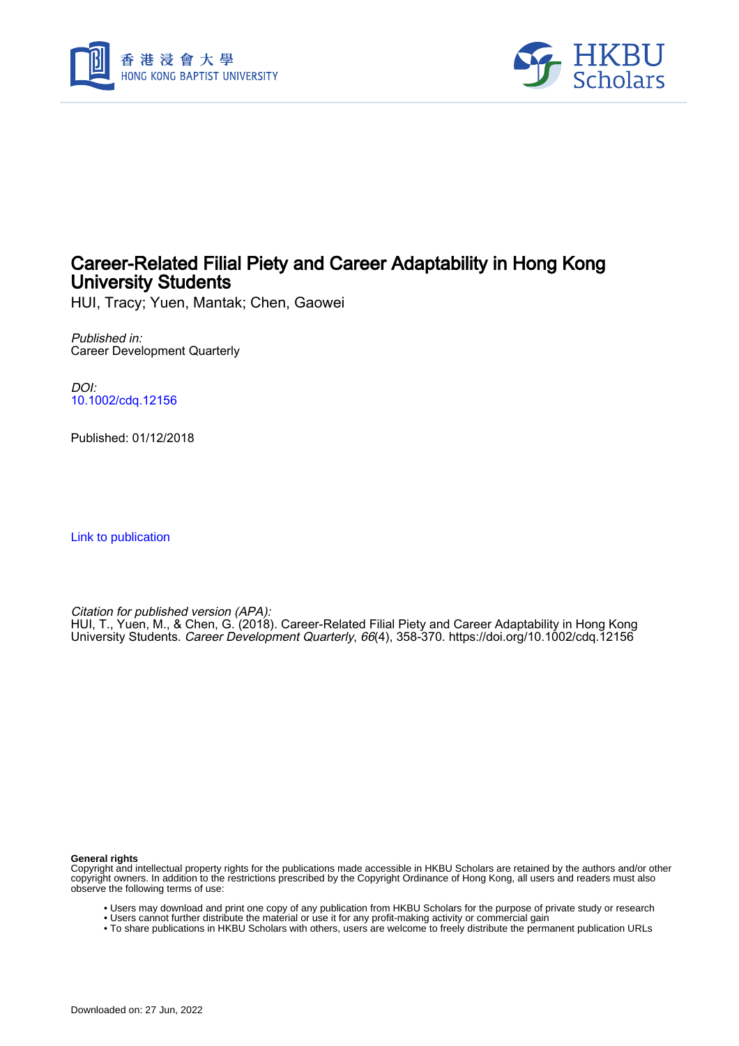# Career-Related Filial Piety and Career Adaptability in Hong Kong University Students

HUI, Tracy; Yuen, Mantak; Chen, Gaowei

*Published in:*
Career Development Quarterly

*DOI:*
10.1002/cdq.12156

Published: 01/12/2018

Link to publication

*Citation for published version (APA):*
HUI, T., Yuen, M., & Chen, G. (2018). Career-Related Filial Piety and Career Adaptability in Hong Kong University Students. *Career Development Quarterly*, *66*(4), 358-370. https://doi.org/10.1002/cdq.12156

**General rights**
Copyright and intellectual property rights for the publications made accessible in HKBU Scholars are retained by the authors and/or other copyright owners. In addition to the restrictions prescribed by the Copyright Ordinance of Hong Kong, all users and readers must also observe the following terms of use:

- Users may download and print one copy of any publication from HKBU Scholars for the purpose of private study or research
- Users cannot further distribute the material or use it for any profit-making activity or commercial gain
- To share publications in HKBU Scholars with others, users are welcome to freely distribute the permanent publication URLs

Downloaded on: 27 Jun, 2022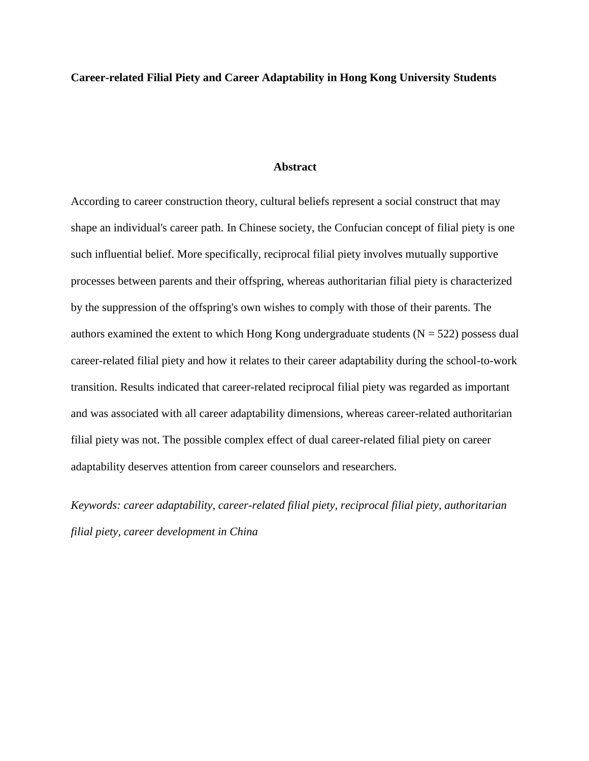**Career-related Filial Piety and Career Adaptability in Hong Kong University Students**

## Abstract

According to career construction theory, cultural beliefs represent a social construct that may shape an individual's career path. In Chinese society, the Confucian concept of filial piety is one such influential belief. More specifically, reciprocal filial piety involves mutually supportive processes between parents and their offspring, whereas authoritarian filial piety is characterized by the suppression of the offspring's own wishes to comply with those of their parents. The authors examined the extent to which Hong Kong undergraduate students ($N = 522$) possess dual career-related filial piety and how it relates to their career adaptability during the school-to-work transition. Results indicated that career-related reciprocal filial piety was regarded as important and was associated with all career adaptability dimensions, whereas career-related authoritarian filial piety was not. The possible complex effect of dual career-related filial piety on career adaptability deserves attention from career counselors and researchers.

*Keywords: career adaptability, career-related filial piety, reciprocal filial piety, authoritarian filial piety, career development in China*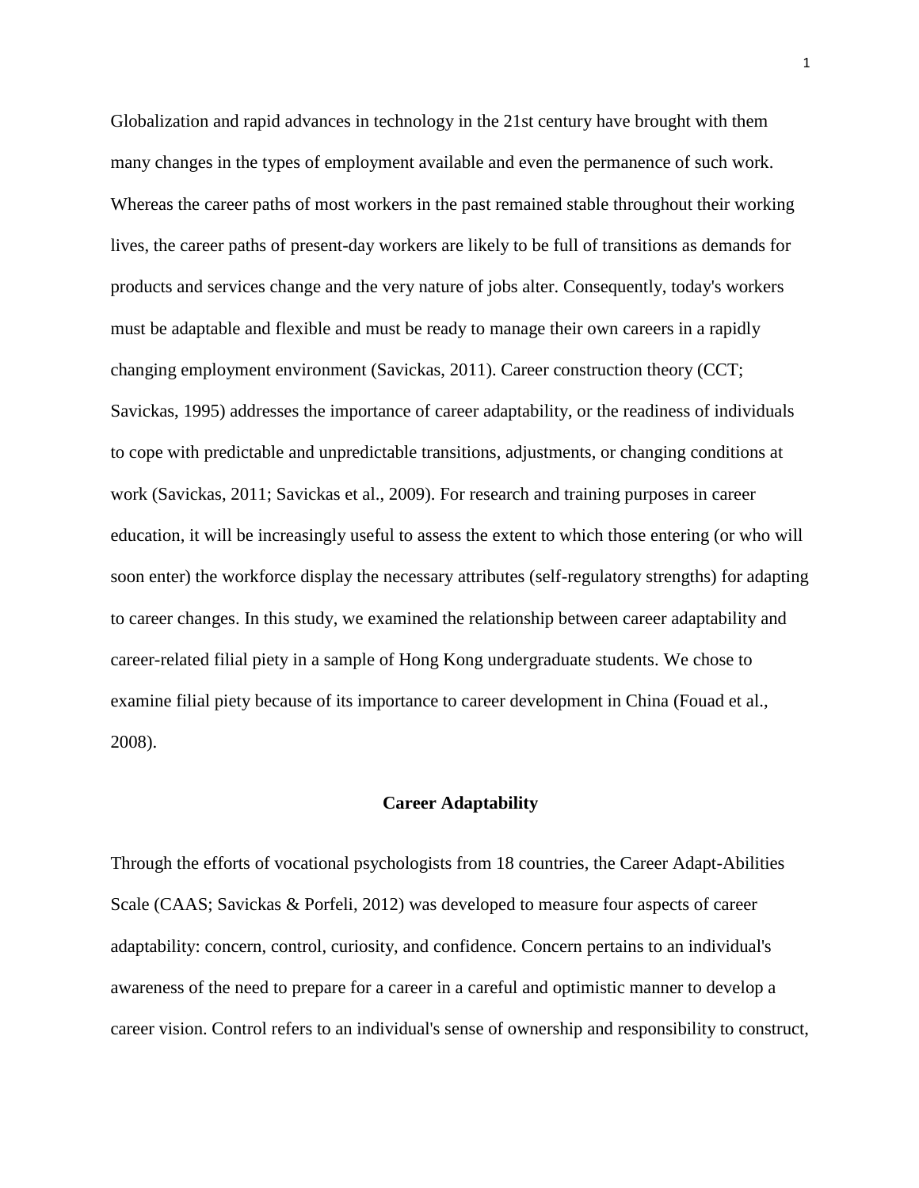Globalization and rapid advances in technology in the 21st century have brought with them many changes in the types of employment available and even the permanence of such work. Whereas the career paths of most workers in the past remained stable throughout their working lives, the career paths of present-day workers are likely to be full of transitions as demands for products and services change and the very nature of jobs alter. Consequently, today's workers must be adaptable and flexible and must be ready to manage their own careers in a rapidly changing employment environment (Savickas, 2011). Career construction theory (CCT; Savickas, 1995) addresses the importance of career adaptability, or the readiness of individuals to cope with predictable and unpredictable transitions, adjustments, or changing conditions at work (Savickas, 2011; Savickas et al., 2009). For research and training purposes in career education, it will be increasingly useful to assess the extent to which those entering (or who will soon enter) the workforce display the necessary attributes (self-regulatory strengths) for adapting to career changes. In this study, we examined the relationship between career adaptability and career-related filial piety in a sample of Hong Kong undergraduate students. We chose to examine filial piety because of its importance to career development in China (Fouad et al., 2008).

## Career Adaptability

Through the efforts of vocational psychologists from 18 countries, the Career Adapt-Abilities Scale (CAAS; Savickas & Porfeli, 2012) was developed to measure four aspects of career adaptability: concern, control, curiosity, and confidence. Concern pertains to an individual's awareness of the need to prepare for a career in a careful and optimistic manner to develop a career vision. Control refers to an individual's sense of ownership and responsibility to construct,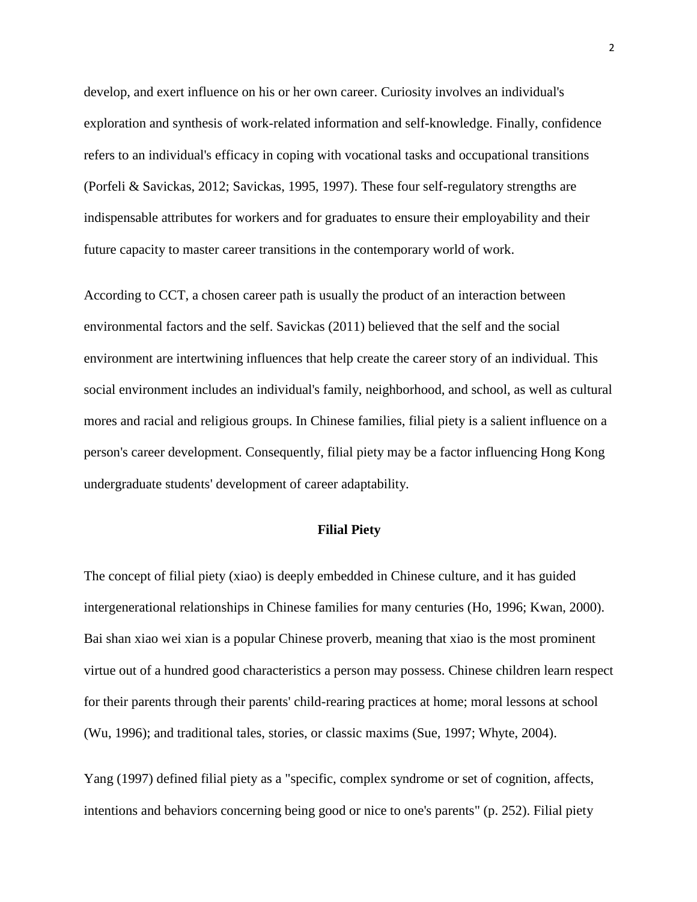develop, and exert influence on his or her own career. Curiosity involves an individual's exploration and synthesis of work-related information and self-knowledge. Finally, confidence refers to an individual's efficacy in coping with vocational tasks and occupational transitions (Porfeli & Savickas, 2012; Savickas, 1995, 1997). These four self-regulatory strengths are indispensable attributes for workers and for graduates to ensure their employability and their future capacity to master career transitions in the contemporary world of work.

According to CCT, a chosen career path is usually the product of an interaction between environmental factors and the self. Savickas (2011) believed that the self and the social environment are intertwining influences that help create the career story of an individual. This social environment includes an individual's family, neighborhood, and school, as well as cultural mores and racial and religious groups. In Chinese families, filial piety is a salient influence on a person's career development. Consequently, filial piety may be a factor influencing Hong Kong undergraduate students' development of career adaptability.

## Filial Piety

The concept of filial piety (xiao) is deeply embedded in Chinese culture, and it has guided intergenerational relationships in Chinese families for many centuries (Ho, 1996; Kwan, 2000). Bai shan xiao wei xian is a popular Chinese proverb, meaning that xiao is the most prominent virtue out of a hundred good characteristics a person may possess. Chinese children learn respect for their parents through their parents' child-rearing practices at home; moral lessons at school (Wu, 1996); and traditional tales, stories, or classic maxims (Sue, 1997; Whyte, 2004).

Yang (1997) defined filial piety as a "specific, complex syndrome or set of cognition, affects, intentions and behaviors concerning being good or nice to one's parents" (p. 252). Filial piety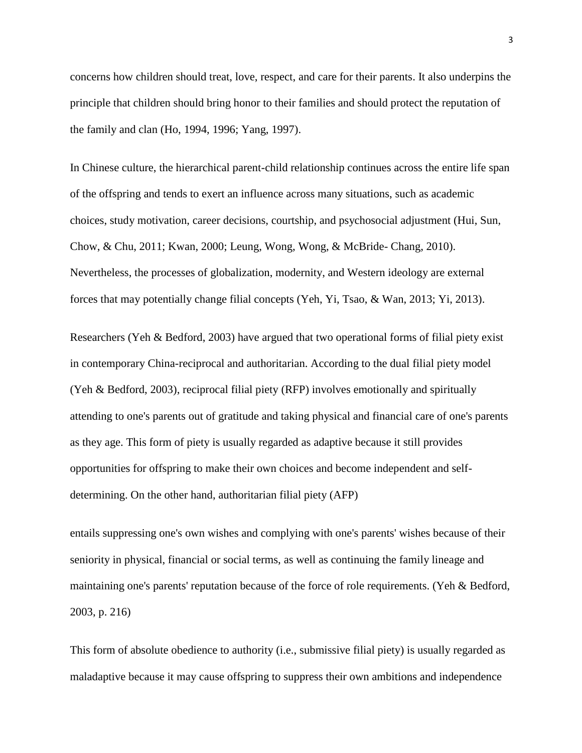concerns how children should treat, love, respect, and care for their parents. It also underpins the principle that children should bring honor to their families and should protect the reputation of the family and clan (Ho, 1994, 1996; Yang, 1997).

In Chinese culture, the hierarchical parent-child relationship continues across the entire life span of the offspring and tends to exert an influence across many situations, such as academic choices, study motivation, career decisions, courtship, and psychosocial adjustment (Hui, Sun, Chow, & Chu, 2011; Kwan, 2000; Leung, Wong, Wong, & McBride- Chang, 2010). Nevertheless, the processes of globalization, modernity, and Western ideology are external forces that may potentially change filial concepts (Yeh, Yi, Tsao, & Wan, 2013; Yi, 2013).

Researchers (Yeh & Bedford, 2003) have argued that two operational forms of filial piety exist in contemporary China-reciprocal and authoritarian. According to the dual filial piety model (Yeh & Bedford, 2003), reciprocal filial piety (RFP) involves emotionally and spiritually attending to one's parents out of gratitude and taking physical and financial care of one's parents as they age. This form of piety is usually regarded as adaptive because it still provides opportunities for offspring to make their own choices and become independent and self-determining. On the other hand, authoritarian filial piety (AFP)

entails suppressing one's own wishes and complying with one's parents' wishes because of their seniority in physical, financial or social terms, as well as continuing the family lineage and maintaining one's parents' reputation because of the force of role requirements. (Yeh & Bedford, 2003, p. 216)

This form of absolute obedience to authority (i.e., submissive filial piety) is usually regarded as maladaptive because it may cause offspring to suppress their own ambitions and independence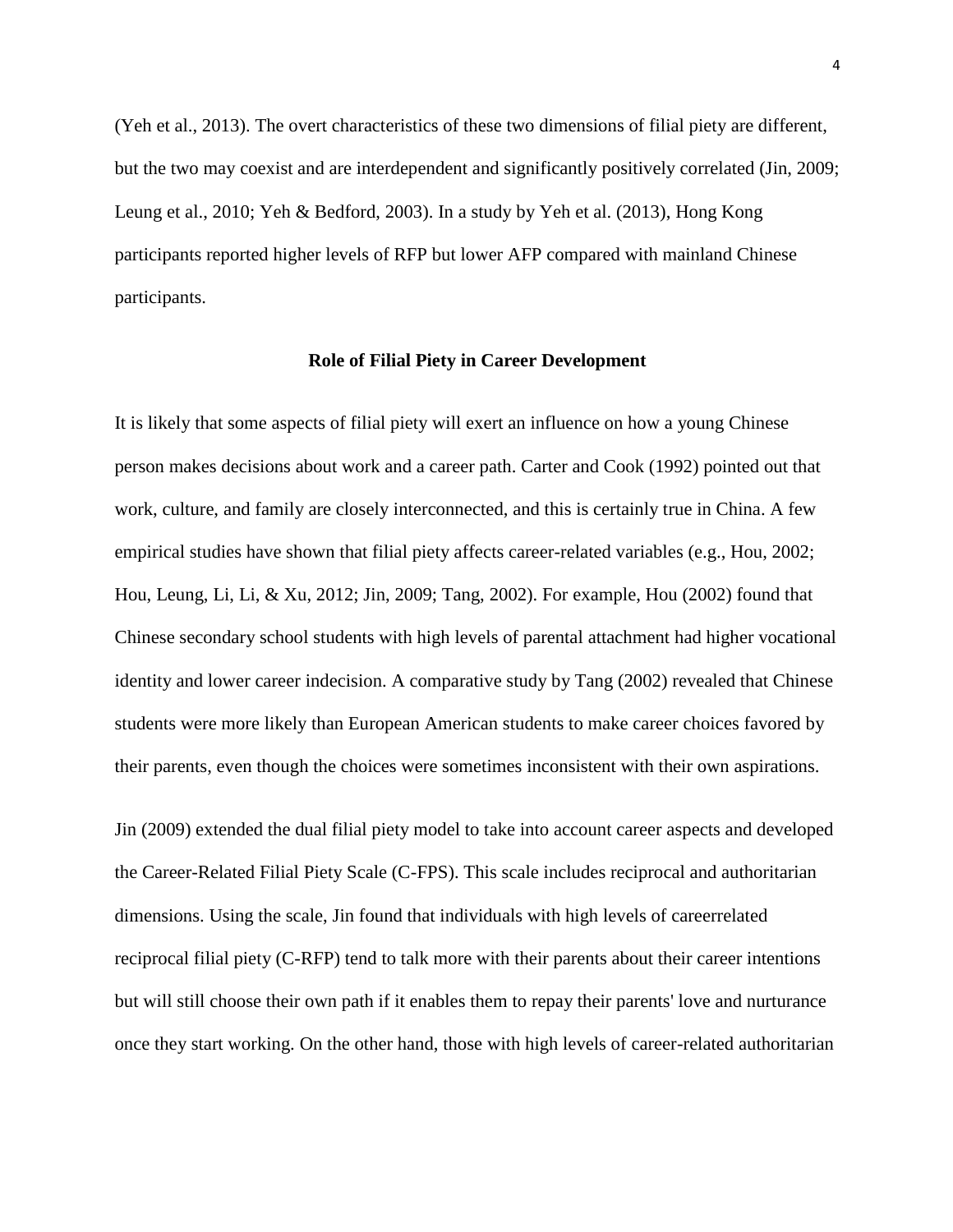(Yeh et al., 2013). The overt characteristics of these two dimensions of filial piety are different, but the two may coexist and are interdependent and significantly positively correlated (Jin, 2009; Leung et al., 2010; Yeh & Bedford, 2003). In a study by Yeh et al. (2013), Hong Kong participants reported higher levels of RFP but lower AFP compared with mainland Chinese participants.

## Role of Filial Piety in Career Development

It is likely that some aspects of filial piety will exert an influence on how a young Chinese person makes decisions about work and a career path. Carter and Cook (1992) pointed out that work, culture, and family are closely interconnected, and this is certainly true in China. A few empirical studies have shown that filial piety affects career-related variables (e.g., Hou, 2002; Hou, Leung, Li, Li, & Xu, 2012; Jin, 2009; Tang, 2002). For example, Hou (2002) found that Chinese secondary school students with high levels of parental attachment had higher vocational identity and lower career indecision. A comparative study by Tang (2002) revealed that Chinese students were more likely than European American students to make career choices favored by their parents, even though the choices were sometimes inconsistent with their own aspirations.

Jin (2009) extended the dual filial piety model to take into account career aspects and developed the Career-Related Filial Piety Scale (C-FPS). This scale includes reciprocal and authoritarian dimensions. Using the scale, Jin found that individuals with high levels of careerrelated reciprocal filial piety (C-RFP) tend to talk more with their parents about their career intentions but will still choose their own path if it enables them to repay their parents' love and nurturance once they start working. On the other hand, those with high levels of career-related authoritarian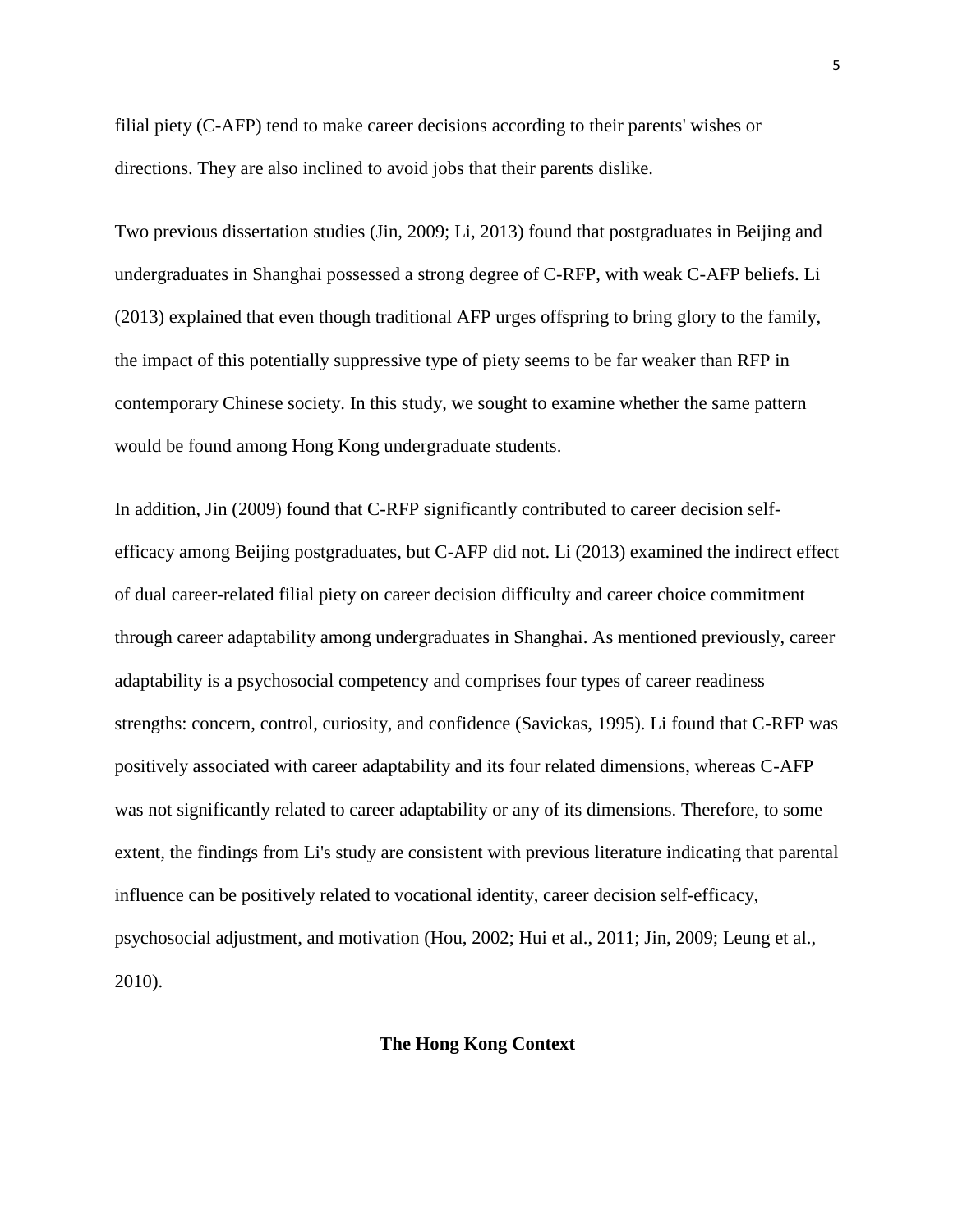filial piety (C-AFP) tend to make career decisions according to their parents' wishes or directions. They are also inclined to avoid jobs that their parents dislike.

Two previous dissertation studies (Jin, 2009; Li, 2013) found that postgraduates in Beijing and undergraduates in Shanghai possessed a strong degree of C-RFP, with weak C-AFP beliefs. Li (2013) explained that even though traditional AFP urges offspring to bring glory to the family, the impact of this potentially suppressive type of piety seems to be far weaker than RFP in contemporary Chinese society. In this study, we sought to examine whether the same pattern would be found among Hong Kong undergraduate students.

In addition, Jin (2009) found that C-RFP significantly contributed to career decision self-efficacy among Beijing postgraduates, but C-AFP did not. Li (2013) examined the indirect effect of dual career-related filial piety on career decision difficulty and career choice commitment through career adaptability among undergraduates in Shanghai. As mentioned previously, career adaptability is a psychosocial competency and comprises four types of career readiness strengths: concern, control, curiosity, and confidence (Savickas, 1995). Li found that C-RFP was positively associated with career adaptability and its four related dimensions, whereas C-AFP was not significantly related to career adaptability or any of its dimensions. Therefore, to some extent, the findings from Li's study are consistent with previous literature indicating that parental influence can be positively related to vocational identity, career decision self-efficacy, psychosocial adjustment, and motivation (Hou, 2002; Hui et al., 2011; Jin, 2009; Leung et al., 2010).

## The Hong Kong Context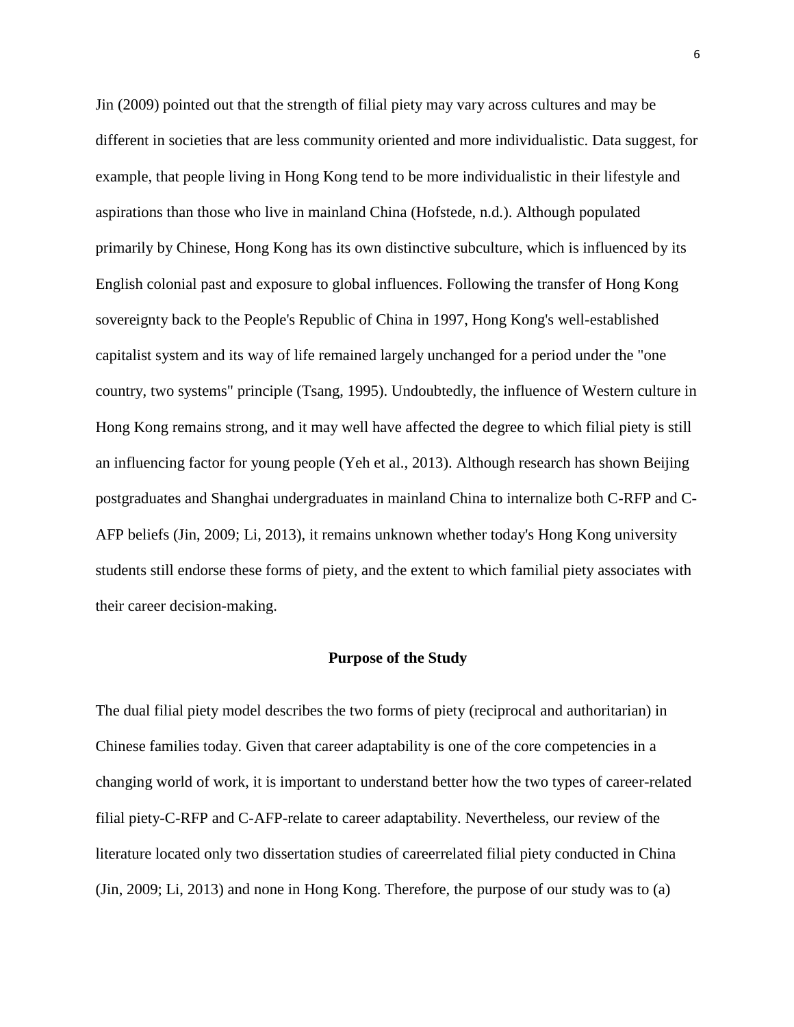Jin (2009) pointed out that the strength of filial piety may vary across cultures and may be different in societies that are less community oriented and more individualistic. Data suggest, for example, that people living in Hong Kong tend to be more individualistic in their lifestyle and aspirations than those who live in mainland China (Hofstede, n.d.). Although populated primarily by Chinese, Hong Kong has its own distinctive subculture, which is influenced by its English colonial past and exposure to global influences. Following the transfer of Hong Kong sovereignty back to the People's Republic of China in 1997, Hong Kong's well-established capitalist system and its way of life remained largely unchanged for a period under the "one country, two systems" principle (Tsang, 1995). Undoubtedly, the influence of Western culture in Hong Kong remains strong, and it may well have affected the degree to which filial piety is still an influencing factor for young people (Yeh et al., 2013). Although research has shown Beijing postgraduates and Shanghai undergraduates in mainland China to internalize both C-RFP and C-AFP beliefs (Jin, 2009; Li, 2013), it remains unknown whether today's Hong Kong university students still endorse these forms of piety, and the extent to which familial piety associates with their career decision-making.

## Purpose of the Study

The dual filial piety model describes the two forms of piety (reciprocal and authoritarian) in Chinese families today. Given that career adaptability is one of the core competencies in a changing world of work, it is important to understand better how the two types of career-related filial piety-C-RFP and C-AFP-relate to career adaptability. Nevertheless, our review of the literature located only two dissertation studies of careerrelated filial piety conducted in China (Jin, 2009; Li, 2013) and none in Hong Kong. Therefore, the purpose of our study was to (a)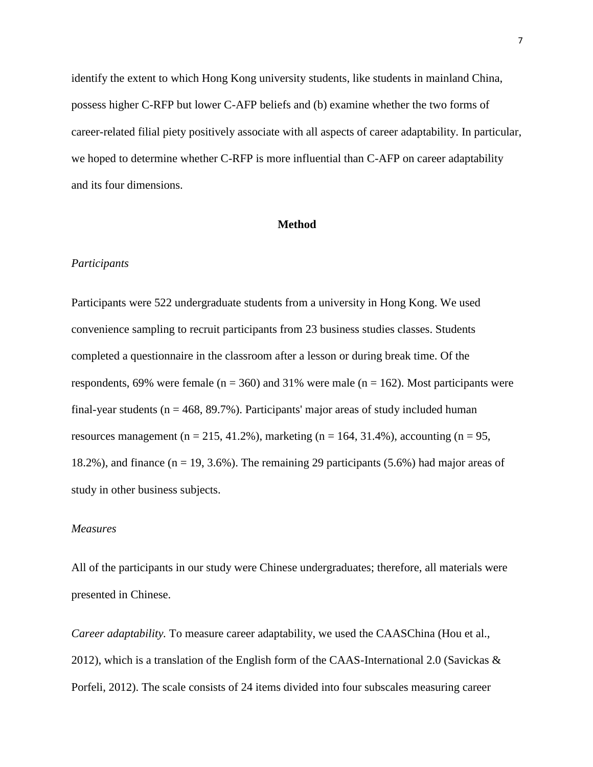identify the extent to which Hong Kong university students, like students in mainland China, possess higher C-RFP but lower C-AFP beliefs and (b) examine whether the two forms of career-related filial piety positively associate with all aspects of career adaptability. In particular, we hoped to determine whether C-RFP is more influential than C-AFP on career adaptability and its four dimensions.

## Method

### *Participants*

Participants were 522 undergraduate students from a university in Hong Kong. We used convenience sampling to recruit participants from 23 business studies classes. Students completed a questionnaire in the classroom after a lesson or during break time. Of the respondents, 69% were female (n = 360) and 31% were male (n = 162). Most participants were final-year students (n = 468, 89.7%). Participants' major areas of study included human resources management (n = 215, 41.2%), marketing (n = 164, 31.4%), accounting (n = 95, 18.2%), and finance (n = 19, 3.6%). The remaining 29 participants (5.6%) had major areas of study in other business subjects.

### *Measures*

All of the participants in our study were Chinese undergraduates; therefore, all materials were presented in Chinese.

*Career adaptability.* To measure career adaptability, we used the CAASChina (Hou et al., 2012), which is a translation of the English form of the CAAS-International 2.0 (Savickas & Porfeli, 2012). The scale consists of 24 items divided into four subscales measuring career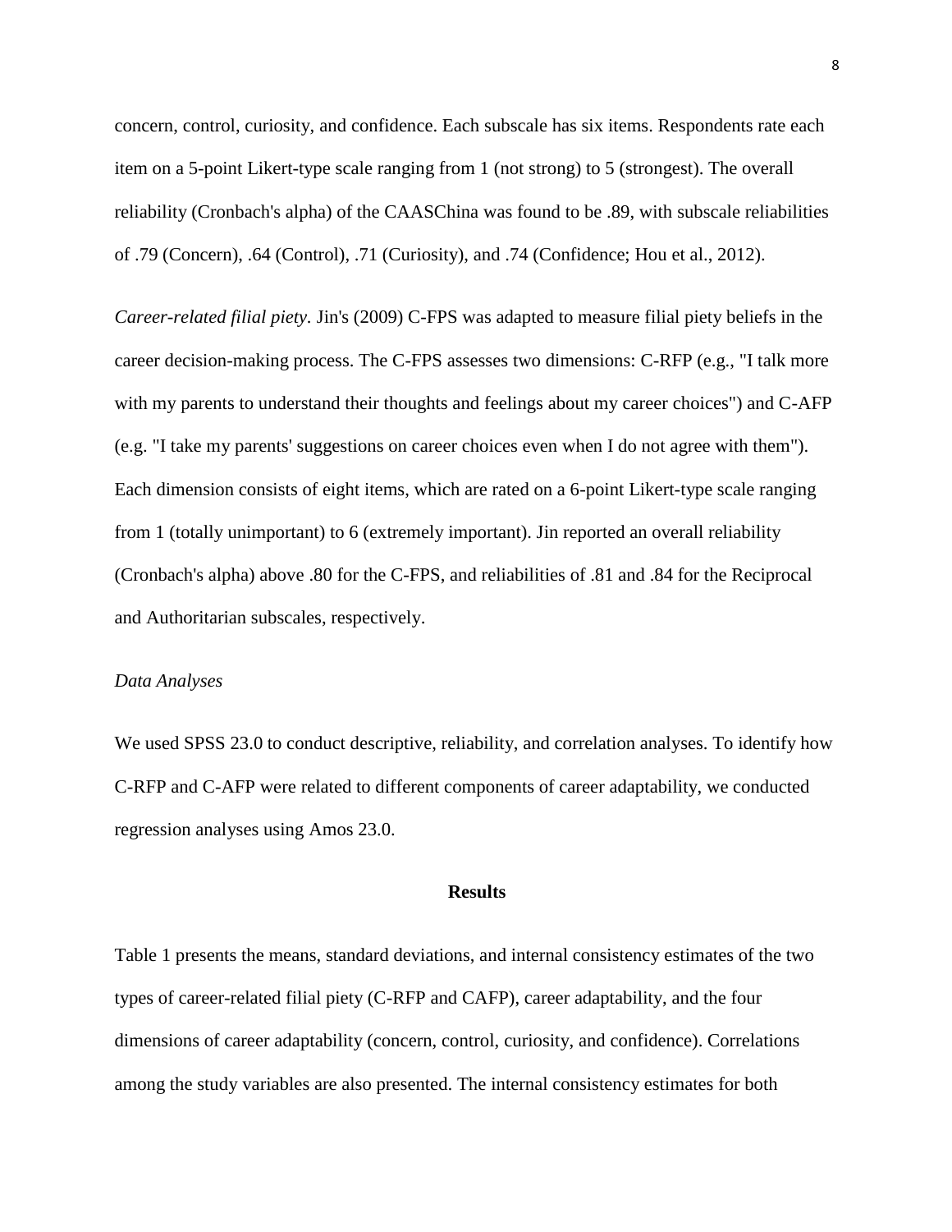concern, control, curiosity, and confidence. Each subscale has six items. Respondents rate each item on a 5-point Likert-type scale ranging from 1 (not strong) to 5 (strongest). The overall reliability (Cronbach's alpha) of the CAASChina was found to be .89, with subscale reliabilities of .79 (Concern), .64 (Control), .71 (Curiosity), and .74 (Confidence; Hou et al., 2012).

*Career-related filial piety*. Jin's (2009) C-FPS was adapted to measure filial piety beliefs in the career decision-making process. The C-FPS assesses two dimensions: C-RFP (e.g., "I talk more with my parents to understand their thoughts and feelings about my career choices") and C-AFP (e.g. "I take my parents' suggestions on career choices even when I do not agree with them"). Each dimension consists of eight items, which are rated on a 6-point Likert-type scale ranging from 1 (totally unimportant) to 6 (extremely important). Jin reported an overall reliability (Cronbach's alpha) above .80 for the C-FPS, and reliabilities of .81 and .84 for the Reciprocal and Authoritarian subscales, respectively.

*Data Analyses*

We used SPSS 23.0 to conduct descriptive, reliability, and correlation analyses. To identify how C-RFP and C-AFP were related to different components of career adaptability, we conducted regression analyses using Amos 23.0.

## Results

Table 1 presents the means, standard deviations, and internal consistency estimates of the two types of career-related filial piety (C-RFP and CAFP), career adaptability, and the four dimensions of career adaptability (concern, control, curiosity, and confidence). Correlations among the study variables are also presented. The internal consistency estimates for both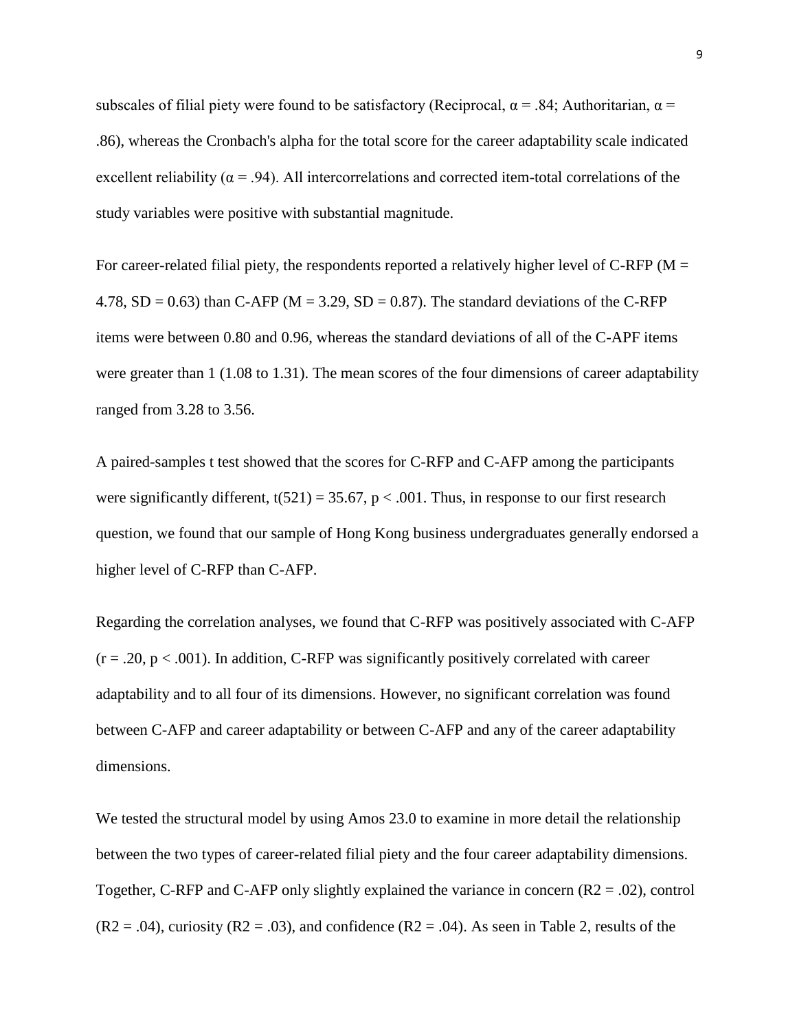subscales of filial piety were found to be satisfactory (Reciprocal, $\alpha = .84$; Authoritarian, $\alpha = .86$), whereas the Cronbach's alpha for the total score for the career adaptability scale indicated excellent reliability ($\alpha = .94$). All intercorrelations and corrected item-total correlations of the study variables were positive with substantial magnitude.

For career-related filial piety, the respondents reported a relatively higher level of C-RFP ($M = 4.78$, $SD = 0.63$) than C-AFP ($M = 3.29$, $SD = 0.87$). The standard deviations of the C-RFP items were between 0.80 and 0.96, whereas the standard deviations of all of the C-APF items were greater than 1 (1.08 to 1.31). The mean scores of the four dimensions of career adaptability ranged from 3.28 to 3.56.

A paired-samples t test showed that the scores for C-RFP and C-AFP among the participants were significantly different, $t(521) = 35.67$, $p < .001$. Thus, in response to our first research question, we found that our sample of Hong Kong business undergraduates generally endorsed a higher level of C-RFP than C-AFP.

Regarding the correlation analyses, we found that C-RFP was positively associated with C-AFP ($r = .20$, $p < .001$). In addition, C-RFP was significantly positively correlated with career adaptability and to all four of its dimensions. However, no significant correlation was found between C-AFP and career adaptability or between C-AFP and any of the career adaptability dimensions.

We tested the structural model by using Amos 23.0 to examine in more detail the relationship between the two types of career-related filial piety and the four career adaptability dimensions. Together, C-RFP and C-AFP only slightly explained the variance in concern ($R^2 = .02$), control ($R^2 = .04$), curiosity ($R^2 = .03$), and confidence ($R^2 = .04$). As seen in Table 2, results of the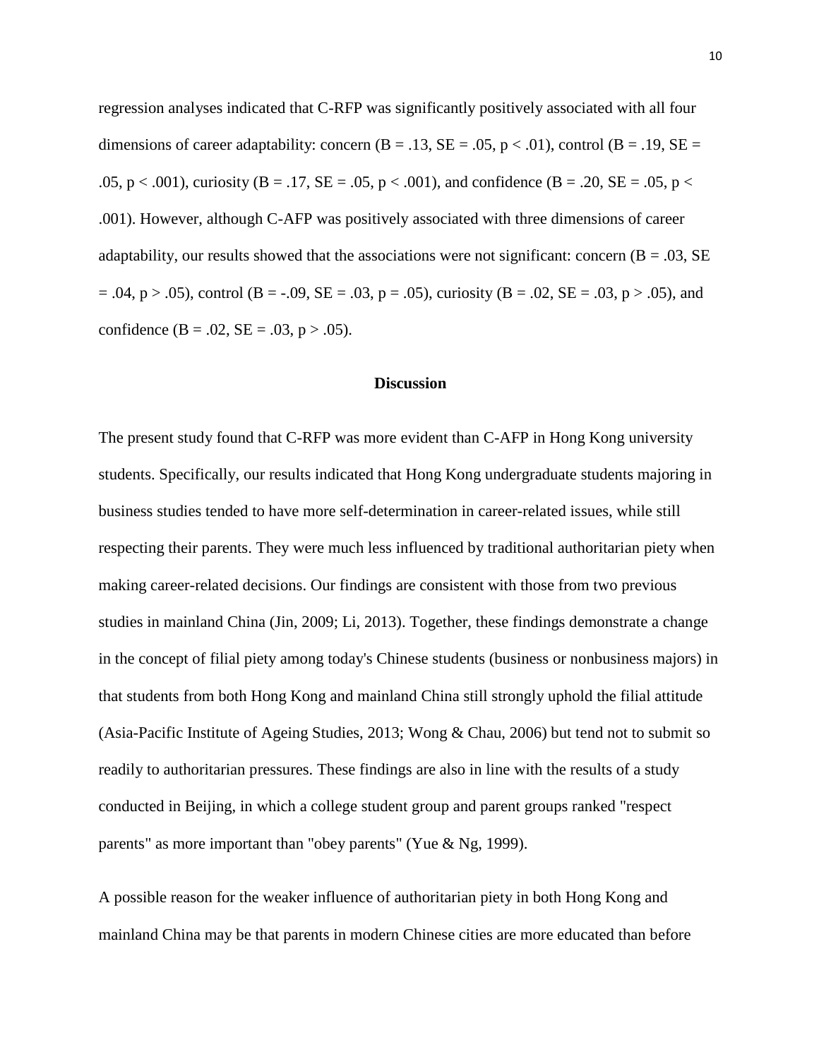regression analyses indicated that C-RFP was significantly positively associated with all four dimensions of career adaptability: concern ($B = .13$, $SE = .05$, $p < .01$), control ($B = .19$, $SE = .05$, $p < .001$), curiosity ($B = .17$, $SE = .05$, $p < .001$), and confidence ($B = .20$, $SE = .05$, $p < .001$). However, although C-AFP was positively associated with three dimensions of career adaptability, our results showed that the associations were not significant: concern ($B = .03$, $SE = .04$, $p > .05$), control ($B = -.09$, $SE = .03$, $p = .05$), curiosity ($B = .02$, $SE = .03$, $p > .05$), and confidence ($B = .02$, $SE = .03$, $p > .05$).

## Discussion

The present study found that C-RFP was more evident than C-AFP in Hong Kong university students. Specifically, our results indicated that Hong Kong undergraduate students majoring in business studies tended to have more self-determination in career-related issues, while still respecting their parents. They were much less influenced by traditional authoritarian piety when making career-related decisions. Our findings are consistent with those from two previous studies in mainland China (Jin, 2009; Li, 2013). Together, these findings demonstrate a change in the concept of filial piety among today's Chinese students (business or nonbusiness majors) in that students from both Hong Kong and mainland China still strongly uphold the filial attitude (Asia-Pacific Institute of Ageing Studies, 2013; Wong & Chau, 2006) but tend not to submit so readily to authoritarian pressures. These findings are also in line with the results of a study conducted in Beijing, in which a college student group and parent groups ranked "respect parents" as more important than "obey parents" (Yue & Ng, 1999).

A possible reason for the weaker influence of authoritarian piety in both Hong Kong and mainland China may be that parents in modern Chinese cities are more educated than before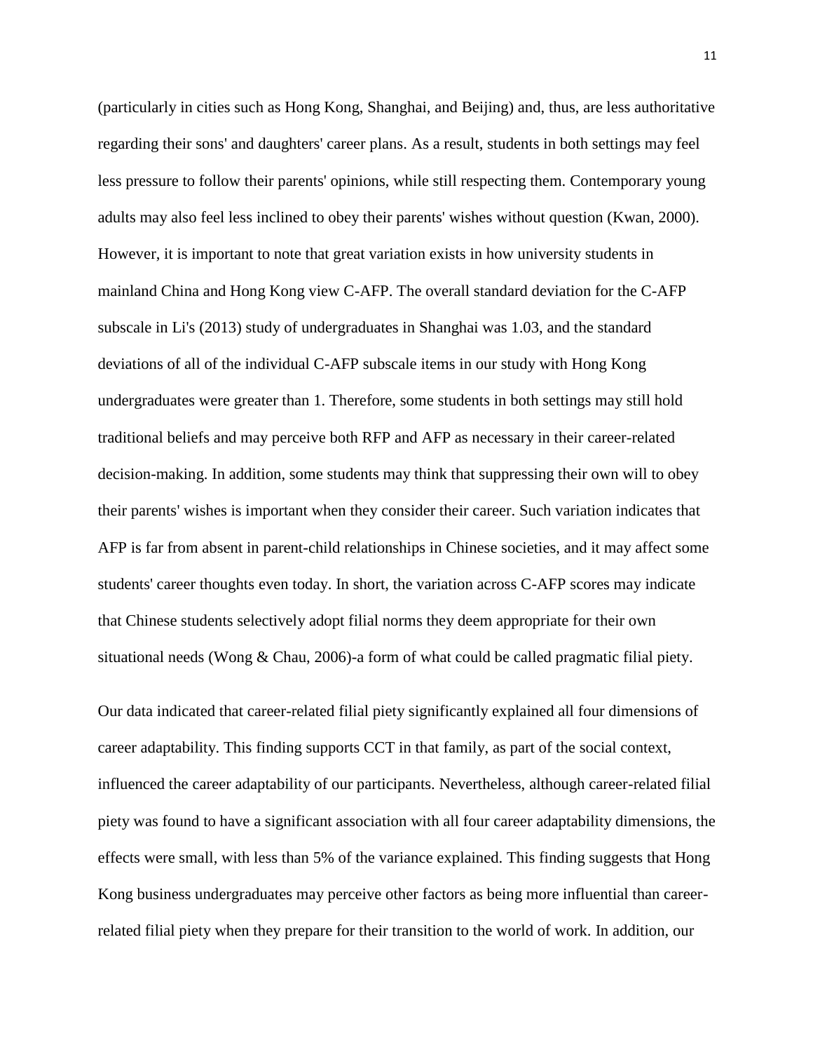(particularly in cities such as Hong Kong, Shanghai, and Beijing) and, thus, are less authoritative regarding their sons' and daughters' career plans. As a result, students in both settings may feel less pressure to follow their parents' opinions, while still respecting them. Contemporary young adults may also feel less inclined to obey their parents' wishes without question (Kwan, 2000). However, it is important to note that great variation exists in how university students in mainland China and Hong Kong view C-AFP. The overall standard deviation for the C-AFP subscale in Li's (2013) study of undergraduates in Shanghai was 1.03, and the standard deviations of all of the individual C-AFP subscale items in our study with Hong Kong undergraduates were greater than 1. Therefore, some students in both settings may still hold traditional beliefs and may perceive both RFP and AFP as necessary in their career-related decision-making. In addition, some students may think that suppressing their own will to obey their parents' wishes is important when they consider their career. Such variation indicates that AFP is far from absent in parent-child relationships in Chinese societies, and it may affect some students' career thoughts even today. In short, the variation across C-AFP scores may indicate that Chinese students selectively adopt filial norms they deem appropriate for their own situational needs (Wong & Chau, 2006)-a form of what could be called pragmatic filial piety.

Our data indicated that career-related filial piety significantly explained all four dimensions of career adaptability. This finding supports CCT in that family, as part of the social context, influenced the career adaptability of our participants. Nevertheless, although career-related filial piety was found to have a significant association with all four career adaptability dimensions, the effects were small, with less than 5% of the variance explained. This finding suggests that Hong Kong business undergraduates may perceive other factors as being more influential than career-related filial piety when they prepare for their transition to the world of work. In addition, our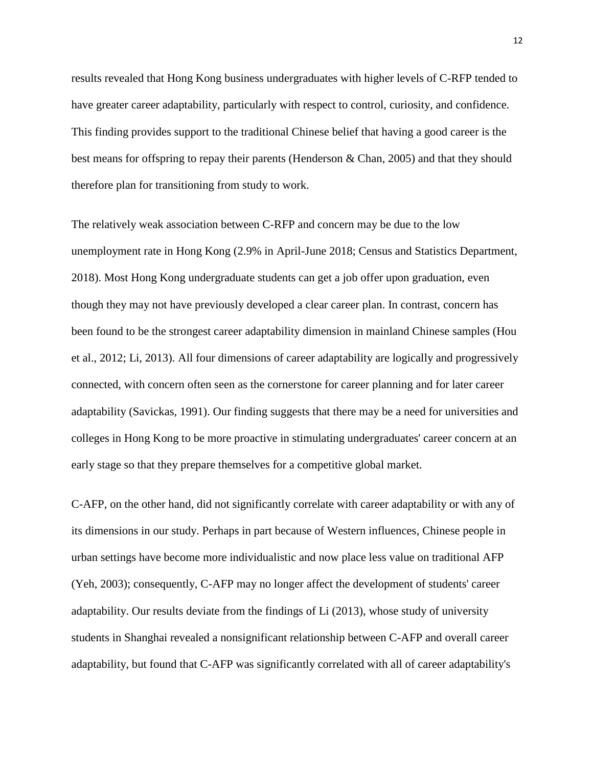results revealed that Hong Kong business undergraduates with higher levels of C-RFP tended to have greater career adaptability, particularly with respect to control, curiosity, and confidence. This finding provides support to the traditional Chinese belief that having a good career is the best means for offspring to repay their parents (Henderson & Chan, 2005) and that they should therefore plan for transitioning from study to work.

The relatively weak association between C-RFP and concern may be due to the low unemployment rate in Hong Kong (2.9% in April-June 2018; Census and Statistics Department, 2018). Most Hong Kong undergraduate students can get a job offer upon graduation, even though they may not have previously developed a clear career plan. In contrast, concern has been found to be the strongest career adaptability dimension in mainland Chinese samples (Hou et al., 2012; Li, 2013). All four dimensions of career adaptability are logically and progressively connected, with concern often seen as the cornerstone for career planning and for later career adaptability (Savickas, 1991). Our finding suggests that there may be a need for universities and colleges in Hong Kong to be more proactive in stimulating undergraduates' career concern at an early stage so that they prepare themselves for a competitive global market.

C-AFP, on the other hand, did not significantly correlate with career adaptability or with any of its dimensions in our study. Perhaps in part because of Western influences, Chinese people in urban settings have become more individualistic and now place less value on traditional AFP (Yeh, 2003); consequently, C-AFP may no longer affect the development of students' career adaptability. Our results deviate from the findings of Li (2013), whose study of university students in Shanghai revealed a nonsignificant relationship between C-AFP and overall career adaptability, but found that C-AFP was significantly correlated with all of career adaptability's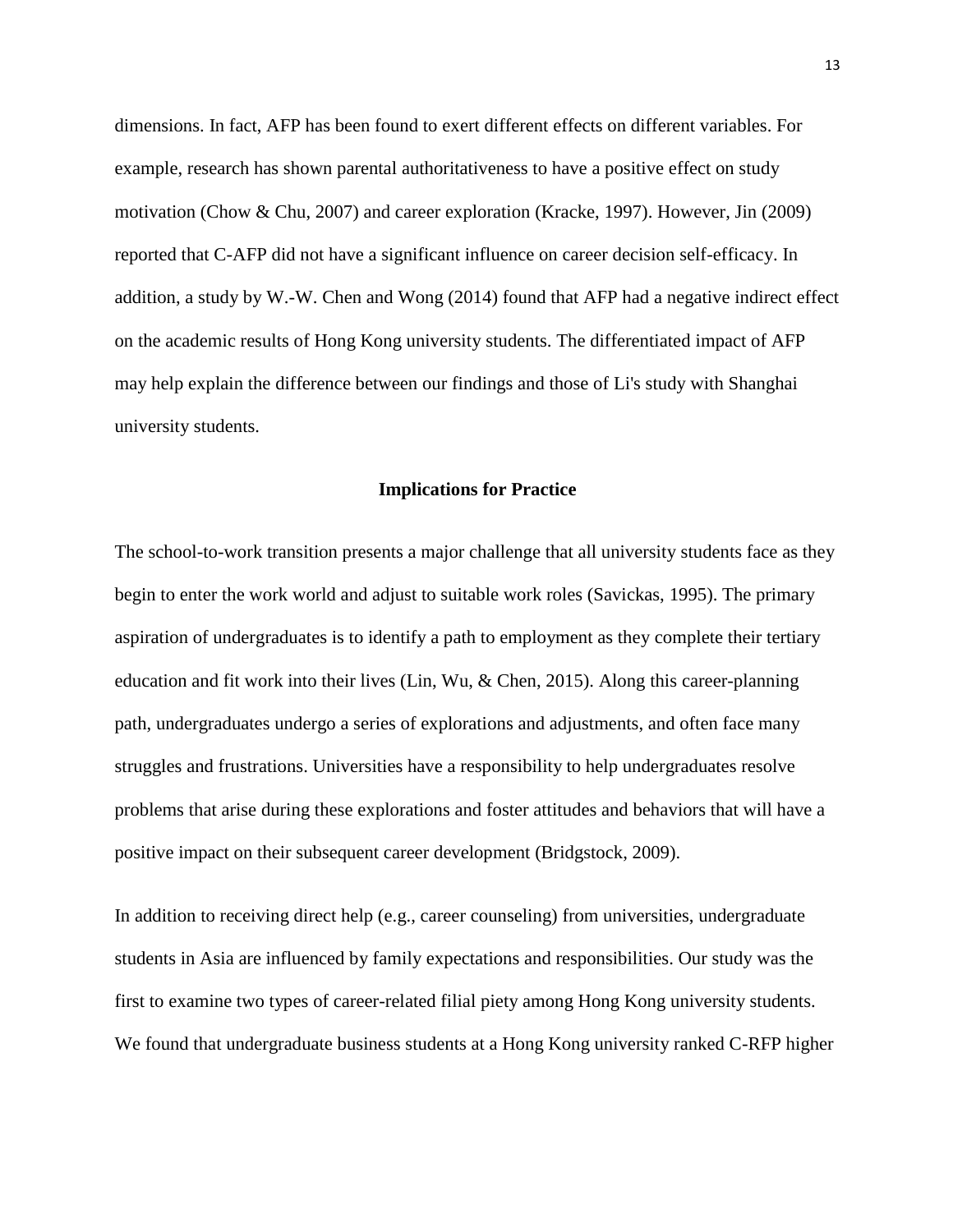dimensions. In fact, AFP has been found to exert different effects on different variables. For example, research has shown parental authoritativeness to have a positive effect on study motivation (Chow & Chu, 2007) and career exploration (Kracke, 1997). However, Jin (2009) reported that C-AFP did not have a significant influence on career decision self-efficacy. In addition, a study by W.-W. Chen and Wong (2014) found that AFP had a negative indirect effect on the academic results of Hong Kong university students. The differentiated impact of AFP may help explain the difference between our findings and those of Li's study with Shanghai university students.

## Implications for Practice

The school-to-work transition presents a major challenge that all university students face as they begin to enter the work world and adjust to suitable work roles (Savickas, 1995). The primary aspiration of undergraduates is to identify a path to employment as they complete their tertiary education and fit work into their lives (Lin, Wu, & Chen, 2015). Along this career-planning path, undergraduates undergo a series of explorations and adjustments, and often face many struggles and frustrations. Universities have a responsibility to help undergraduates resolve problems that arise during these explorations and foster attitudes and behaviors that will have a positive impact on their subsequent career development (Bridgstock, 2009).

In addition to receiving direct help (e.g., career counseling) from universities, undergraduate students in Asia are influenced by family expectations and responsibilities. Our study was the first to examine two types of career-related filial piety among Hong Kong university students. We found that undergraduate business students at a Hong Kong university ranked C-RFP higher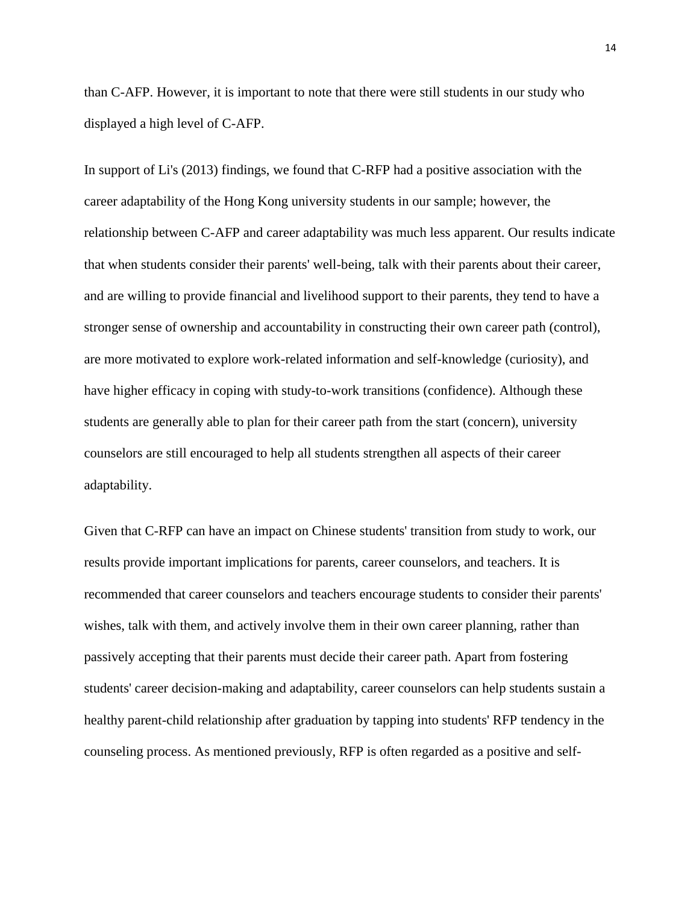than C-AFP. However, it is important to note that there were still students in our study who displayed a high level of C-AFP.

In support of Li's (2013) findings, we found that C-RFP had a positive association with the career adaptability of the Hong Kong university students in our sample; however, the relationship between C-AFP and career adaptability was much less apparent. Our results indicate that when students consider their parents' well-being, talk with their parents about their career, and are willing to provide financial and livelihood support to their parents, they tend to have a stronger sense of ownership and accountability in constructing their own career path (control), are more motivated to explore work-related information and self-knowledge (curiosity), and have higher efficacy in coping with study-to-work transitions (confidence). Although these students are generally able to plan for their career path from the start (concern), university counselors are still encouraged to help all students strengthen all aspects of their career adaptability.

Given that C-RFP can have an impact on Chinese students' transition from study to work, our results provide important implications for parents, career counselors, and teachers. It is recommended that career counselors and teachers encourage students to consider their parents' wishes, talk with them, and actively involve them in their own career planning, rather than passively accepting that their parents must decide their career path. Apart from fostering students' career decision-making and adaptability, career counselors can help students sustain a healthy parent-child relationship after graduation by tapping into students' RFP tendency in the counseling process. As mentioned previously, RFP is often regarded as a positive and self-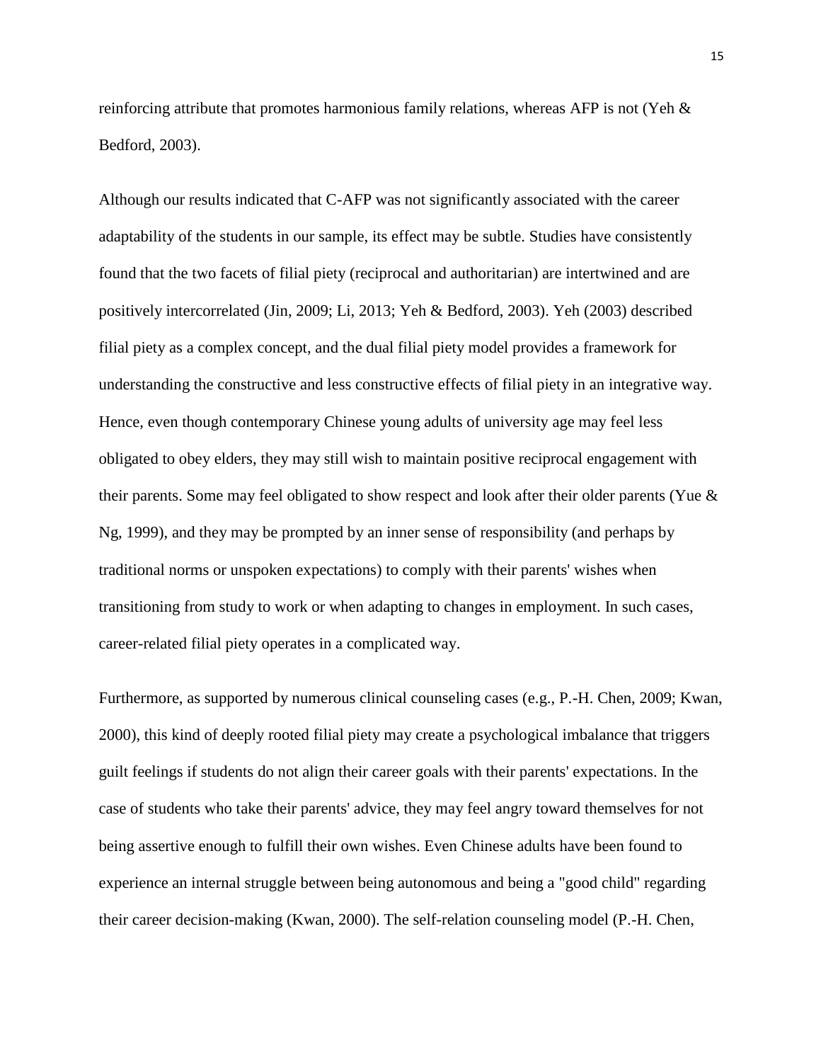reinforcing attribute that promotes harmonious family relations, whereas AFP is not (Yeh & Bedford, 2003).

Although our results indicated that C-AFP was not significantly associated with the career adaptability of the students in our sample, its effect may be subtle. Studies have consistently found that the two facets of filial piety (reciprocal and authoritarian) are intertwined and are positively intercorrelated (Jin, 2009; Li, 2013; Yeh & Bedford, 2003). Yeh (2003) described filial piety as a complex concept, and the dual filial piety model provides a framework for understanding the constructive and less constructive effects of filial piety in an integrative way. Hence, even though contemporary Chinese young adults of university age may feel less obligated to obey elders, they may still wish to maintain positive reciprocal engagement with their parents. Some may feel obligated to show respect and look after their older parents (Yue & Ng, 1999), and they may be prompted by an inner sense of responsibility (and perhaps by traditional norms or unspoken expectations) to comply with their parents' wishes when transitioning from study to work or when adapting to changes in employment. In such cases, career-related filial piety operates in a complicated way.

Furthermore, as supported by numerous clinical counseling cases (e.g., P.-H. Chen, 2009; Kwan, 2000), this kind of deeply rooted filial piety may create a psychological imbalance that triggers guilt feelings if students do not align their career goals with their parents' expectations. In the case of students who take their parents' advice, they may feel angry toward themselves for not being assertive enough to fulfill their own wishes. Even Chinese adults have been found to experience an internal struggle between being autonomous and being a "good child" regarding their career decision-making (Kwan, 2000). The self-relation counseling model (P.-H. Chen,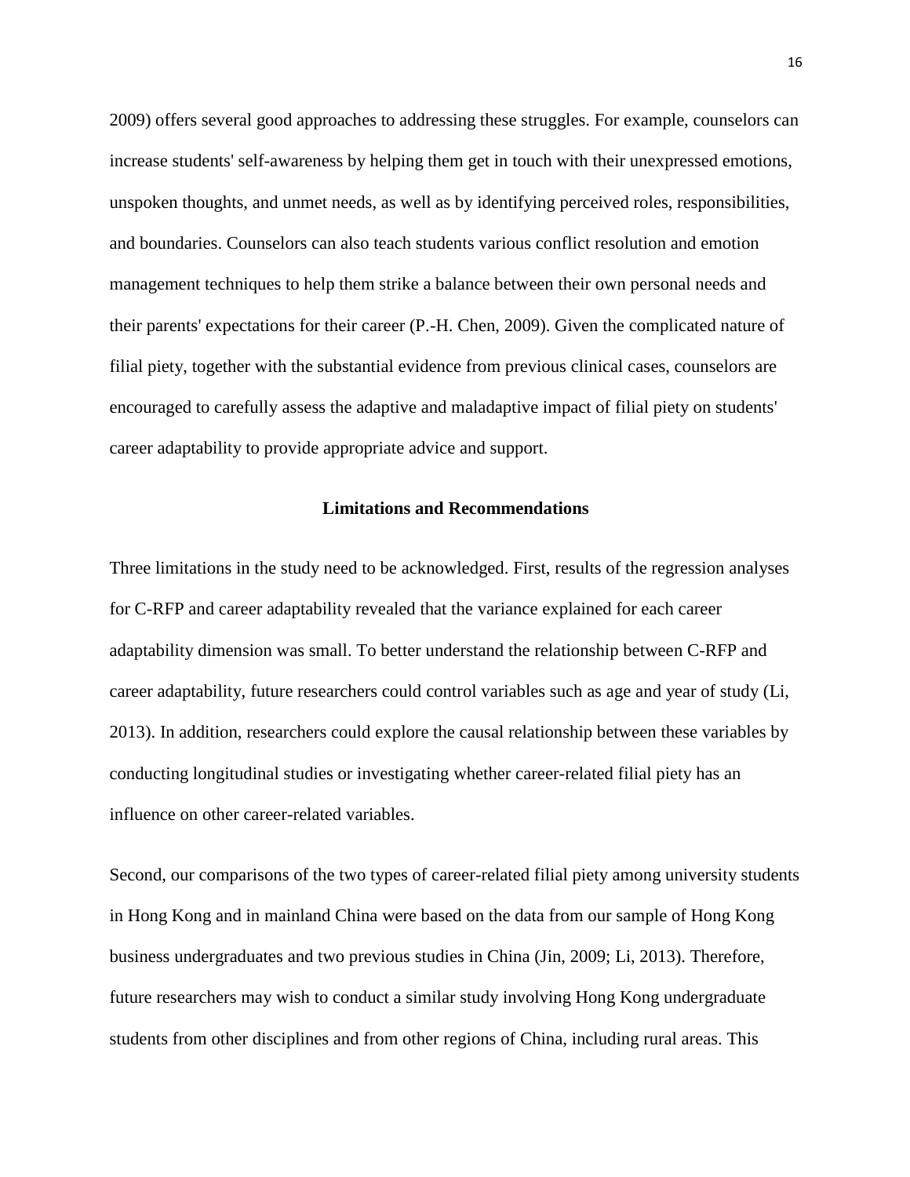2009) offers several good approaches to addressing these struggles. For example, counselors can increase students' self-awareness by helping them get in touch with their unexpressed emotions, unspoken thoughts, and unmet needs, as well as by identifying perceived roles, responsibilities, and boundaries. Counselors can also teach students various conflict resolution and emotion management techniques to help them strike a balance between their own personal needs and their parents' expectations for their career (P.-H. Chen, 2009). Given the complicated nature of filial piety, together with the substantial evidence from previous clinical cases, counselors are encouraged to carefully assess the adaptive and maladaptive impact of filial piety on students' career adaptability to provide appropriate advice and support.

## Limitations and Recommendations

Three limitations in the study need to be acknowledged. First, results of the regression analyses for C-RFP and career adaptability revealed that the variance explained for each career adaptability dimension was small. To better understand the relationship between C-RFP and career adaptability, future researchers could control variables such as age and year of study (Li, 2013). In addition, researchers could explore the causal relationship between these variables by conducting longitudinal studies or investigating whether career-related filial piety has an influence on other career-related variables.

Second, our comparisons of the two types of career-related filial piety among university students in Hong Kong and in mainland China were based on the data from our sample of Hong Kong business undergraduates and two previous studies in China (Jin, 2009; Li, 2013). Therefore, future researchers may wish to conduct a similar study involving Hong Kong undergraduate students from other disciplines and from other regions of China, including rural areas. This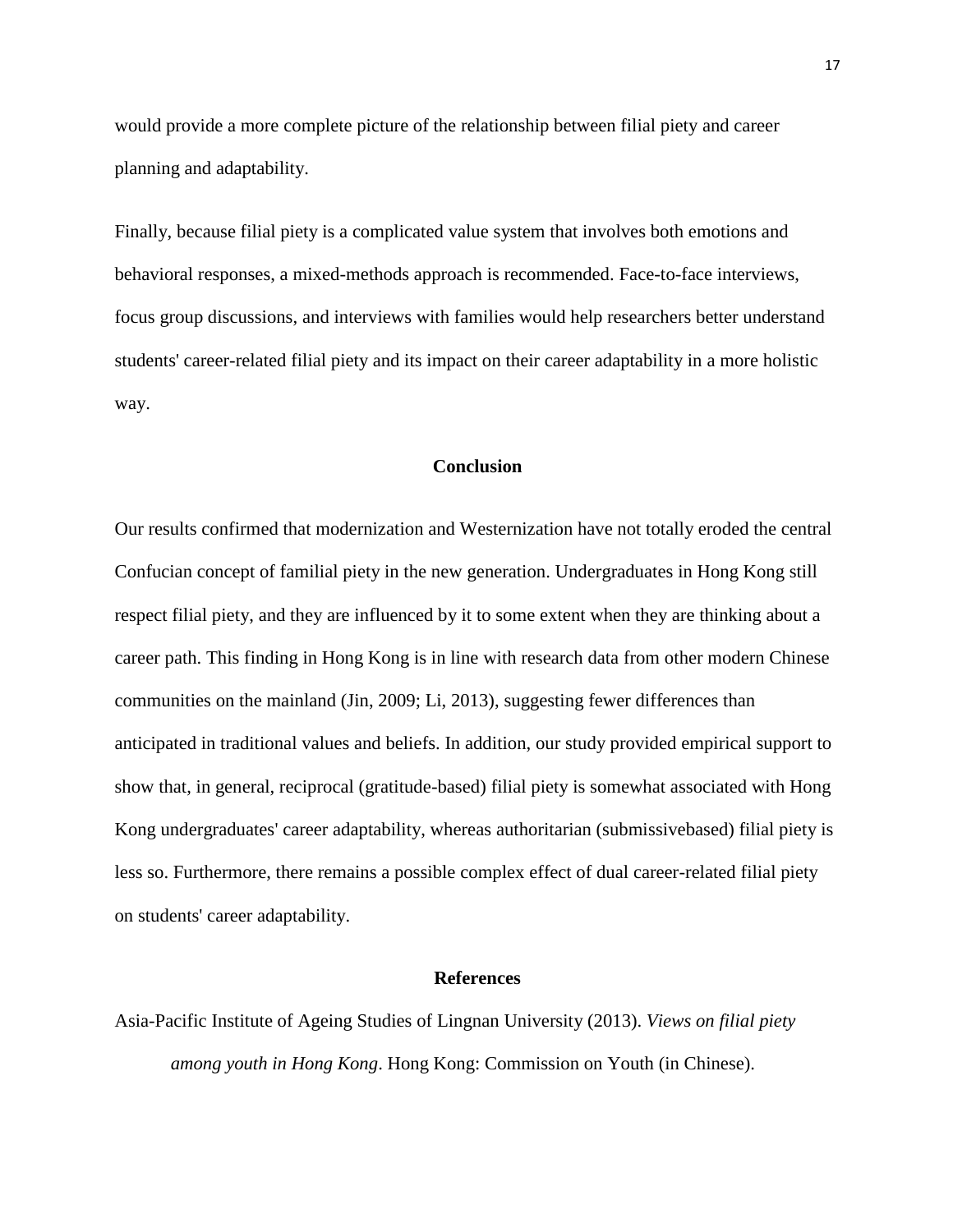would provide a more complete picture of the relationship between filial piety and career planning and adaptability.

Finally, because filial piety is a complicated value system that involves both emotions and behavioral responses, a mixed-methods approach is recommended. Face-to-face interviews, focus group discussions, and interviews with families would help researchers better understand students' career-related filial piety and its impact on their career adaptability in a more holistic way.

## Conclusion

Our results confirmed that modernization and Westernization have not totally eroded the central Confucian concept of familial piety in the new generation. Undergraduates in Hong Kong still respect filial piety, and they are influenced by it to some extent when they are thinking about a career path. This finding in Hong Kong is in line with research data from other modern Chinese communities on the mainland (Jin, 2009; Li, 2013), suggesting fewer differences than anticipated in traditional values and beliefs. In addition, our study provided empirical support to show that, in general, reciprocal (gratitude-based) filial piety is somewhat associated with Hong Kong undergraduates' career adaptability, whereas authoritarian (submissivebased) filial piety is less so. Furthermore, there remains a possible complex effect of dual career-related filial piety on students' career adaptability.

## References

Asia-Pacific Institute of Ageing Studies of Lingnan University (2013). *Views on filial piety among youth in Hong Kong*. Hong Kong: Commission on Youth (in Chinese).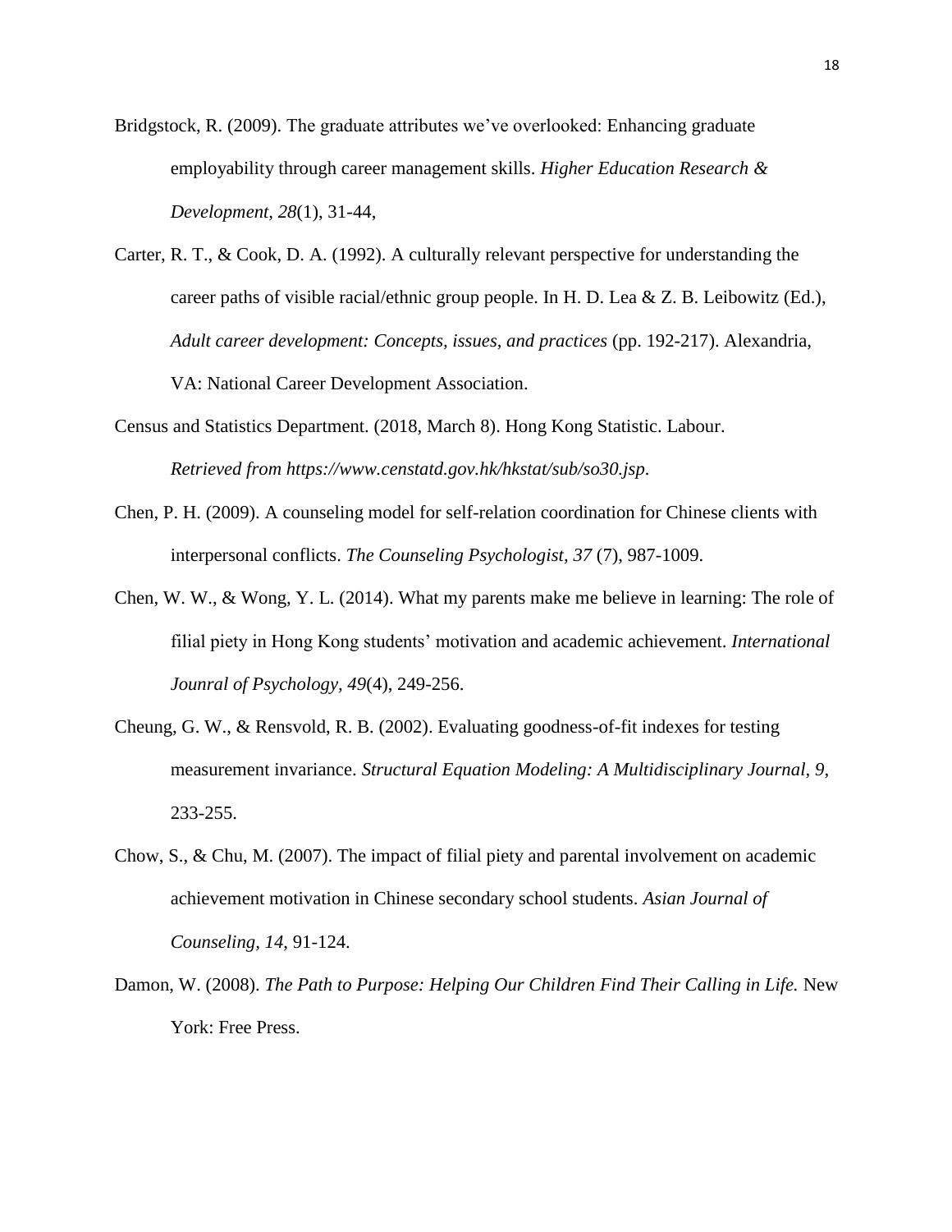Bridgstock, R. (2009). The graduate attributes we've overlooked: Enhancing graduate employability through career management skills. *Higher Education Research & Development*, *28*(1), 31-44,

Carter, R. T., & Cook, D. A. (1992). A culturally relevant perspective for understanding the career paths of visible racial/ethnic group people. In H. D. Lea & Z. B. Leibowitz (Ed.), *Adult career development: Concepts, issues, and practices* (pp. 192-217). Alexandria, VA: National Career Development Association.

Census and Statistics Department. (2018, March 8). Hong Kong Statistic. Labour. *Retrieved from https://www.censtatd.gov.hk/hkstat/sub/so30.jsp*.

Chen, P. H. (2009). A counseling model for self-relation coordination for Chinese clients with interpersonal conflicts. *The Counseling Psychologist*, *37* (7), 987-1009.

Chen, W. W., & Wong, Y. L. (2014). What my parents make me believe in learning: The role of filial piety in Hong Kong students' motivation and academic achievement. *International Jounral of Psychology, 49*(4), 249-256.

Cheung, G. W., & Rensvold, R. B. (2002). Evaluating goodness-of-fit indexes for testing measurement invariance. *Structural Equation Modeling: A Multidisciplinary Journal, 9*, 233-255.

Chow, S., & Chu, M. (2007). The impact of filial piety and parental involvement on academic achievement motivation in Chinese secondary school students. *Asian Journal of Counseling, 14*, 91-124.

Damon, W. (2008). *The Path to Purpose: Helping Our Children Find Their Calling in Life.* New York: Free Press.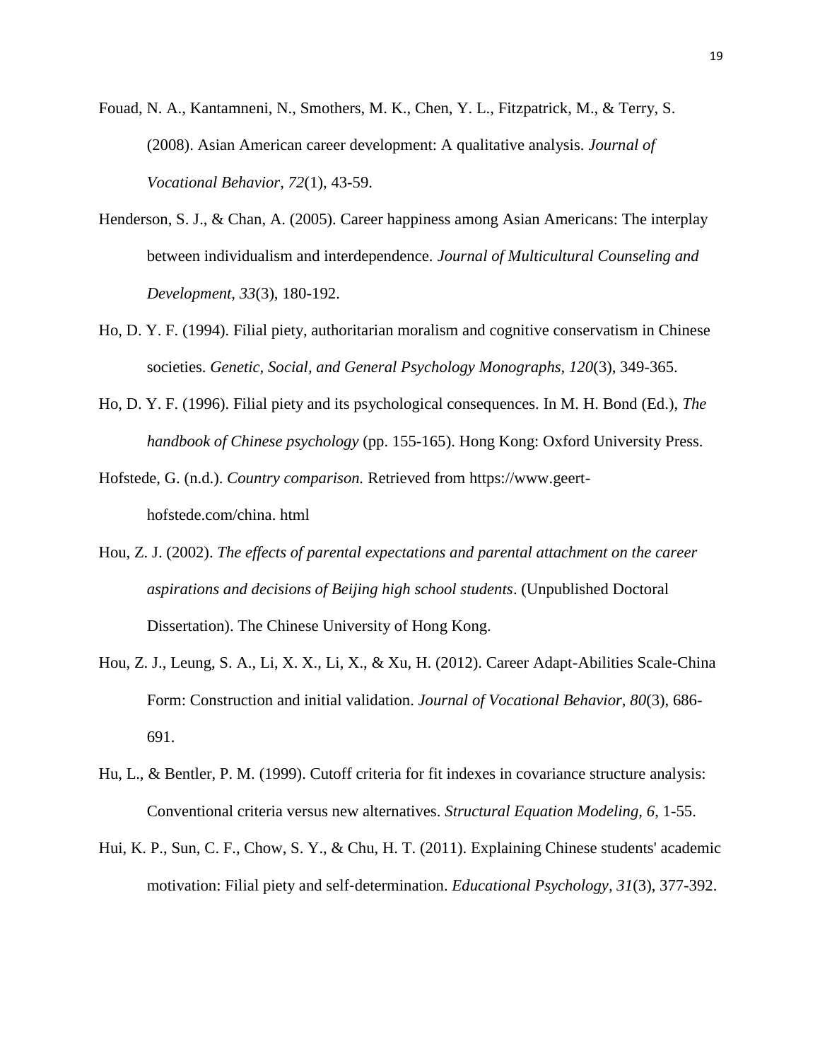Fouad, N. A., Kantamneni, N., Smothers, M. K., Chen, Y. L., Fitzpatrick, M., & Terry, S. (2008). Asian American career development: A qualitative analysis. *Journal of Vocational Behavior, 72*(1), 43-59.

Henderson, S. J., & Chan, A. (2005). Career happiness among Asian Americans: The interplay between individualism and interdependence. *Journal of Multicultural Counseling and Development, 33*(3), 180-192.

Ho, D. Y. F. (1994). Filial piety, authoritarian moralism and cognitive conservatism in Chinese societies. *Genetic, Social, and General Psychology Monographs, 120*(3), 349-365.

Ho, D. Y. F. (1996). Filial piety and its psychological consequences. In M. H. Bond (Ed.), *The handbook of Chinese psychology* (pp. 155-165). Hong Kong: Oxford University Press.

Hofstede, G. (n.d.). *Country comparison.* Retrieved from https://www.geert-hofstede.com/china. html

Hou, Z. J. (2002). *The effects of parental expectations and parental attachment on the career aspirations and decisions of Beijing high school students*. (Unpublished Doctoral Dissertation). The Chinese University of Hong Kong.

Hou, Z. J., Leung, S. A., Li, X. X., Li, X., & Xu, H. (2012). Career Adapt-Abilities Scale-China Form: Construction and initial validation. *Journal of Vocational Behavior, 80*(3), 686-691.

Hu, L., & Bentler, P. M. (1999). Cutoff criteria for fit indexes in covariance structure analysis: Conventional criteria versus new alternatives. *Structural Equation Modeling, 6*, 1-55.

Hui, K. P., Sun, C. F., Chow, S. Y., & Chu, H. T. (2011). Explaining Chinese students' academic motivation: Filial piety and self-determination. *Educational Psychology, 31*(3), 377-392.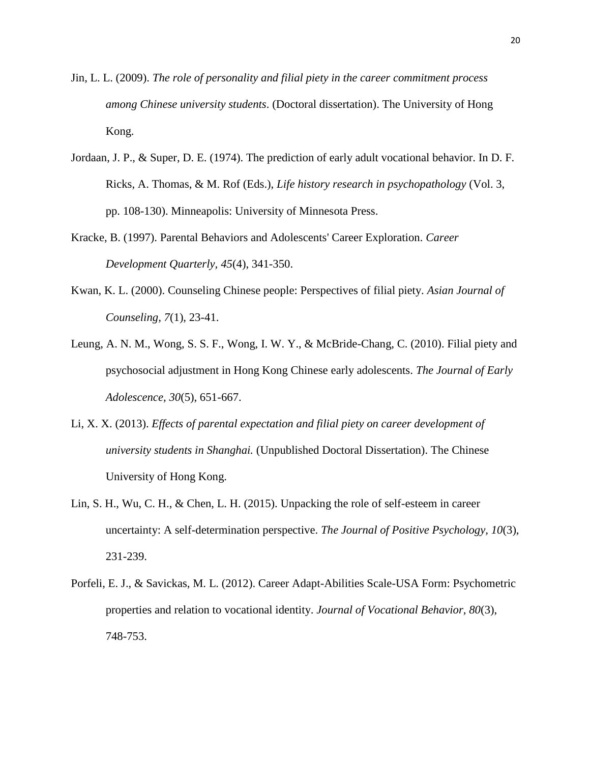Jin, L. L. (2009). *The role of personality and filial piety in the career commitment process among Chinese university students*. (Doctoral dissertation). The University of Hong Kong.

Jordaan, J. P., & Super, D. E. (1974). The prediction of early adult vocational behavior. In D. F. Ricks, A. Thomas, & M. Rof (Eds.), *Life history research in psychopathology* (Vol. 3, pp. 108-130). Minneapolis: University of Minnesota Press.

Kracke, B. (1997). Parental Behaviors and Adolescents' Career Exploration. *Career Development Quarterly, 45*(4), 341-350.

Kwan, K. L. (2000). Counseling Chinese people: Perspectives of filial piety. *Asian Journal of Counseling, 7*(1), 23-41.

Leung, A. N. M., Wong, S. S. F., Wong, I. W. Y., & McBride-Chang, C. (2010). Filial piety and psychosocial adjustment in Hong Kong Chinese early adolescents. *The Journal of Early Adolescence, 30*(5), 651-667.

Li, X. X. (2013). *Effects of parental expectation and filial piety on career development of university students in Shanghai.* (Unpublished Doctoral Dissertation). The Chinese University of Hong Kong.

Lin, S. H., Wu, C. H., & Chen, L. H. (2015). Unpacking the role of self-esteem in career uncertainty: A self-determination perspective. *The Journal of Positive Psychology, 10*(3), 231-239.

Porfeli, E. J., & Savickas, M. L. (2012). Career Adapt-Abilities Scale-USA Form: Psychometric properties and relation to vocational identity. *Journal of Vocational Behavior, 80*(3), 748-753.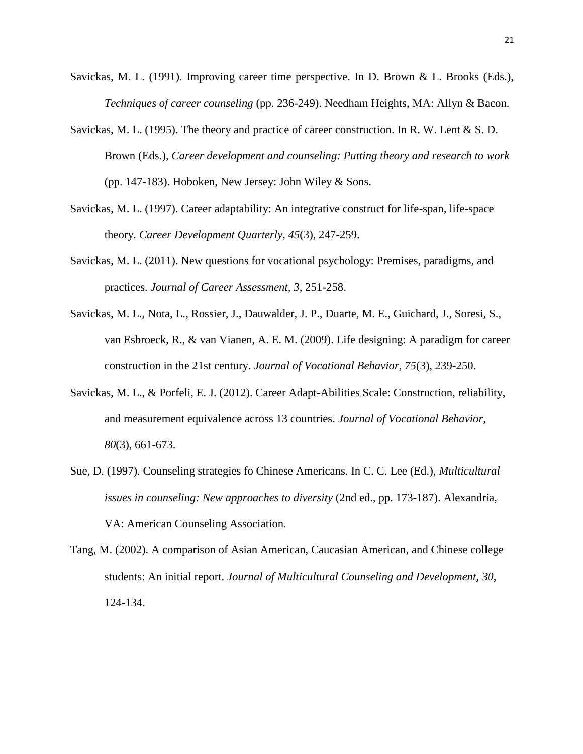Savickas, M. L. (1991). Improving career time perspective. In D. Brown & L. Brooks (Eds.), *Techniques of career counseling* (pp. 236-249). Needham Heights, MA: Allyn & Bacon.

Savickas, M. L. (1995). The theory and practice of career construction. In R. W. Lent & S. D. Brown (Eds.), *Career development and counseling: Putting theory and research to work* (pp. 147-183). Hoboken, New Jersey: John Wiley & Sons.

Savickas, M. L. (1997). Career adaptability: An integrative construct for life-span, life-space theory. *Career Development Quarterly, 45*(3), 247-259.

Savickas, M. L. (2011). New questions for vocational psychology: Premises, paradigms, and practices. *Journal of Career Assessment, 3*, 251-258.

Savickas, M. L., Nota, L., Rossier, J., Dauwalder, J. P., Duarte, M. E., Guichard, J., Soresi, S., van Esbroeck, R., & van Vianen, A. E. M. (2009). Life designing: A paradigm for career construction in the 21st century. *Journal of Vocational Behavior, 75*(3), 239-250.

Savickas, M. L., & Porfeli, E. J. (2012). Career Adapt-Abilities Scale: Construction, reliability, and measurement equivalence across 13 countries. *Journal of Vocational Behavior, 80*(3), 661-673.

Sue, D. (1997). Counseling strategies fo Chinese Americans. In C. C. Lee (Ed.), *Multicultural issues in counseling: New approaches to diversity* (2nd ed., pp. 173-187). Alexandria, VA: American Counseling Association.

Tang, M. (2002). A comparison of Asian American, Caucasian American, and Chinese college students: An initial report. *Journal of Multicultural Counseling and Development, 30*, 124-134.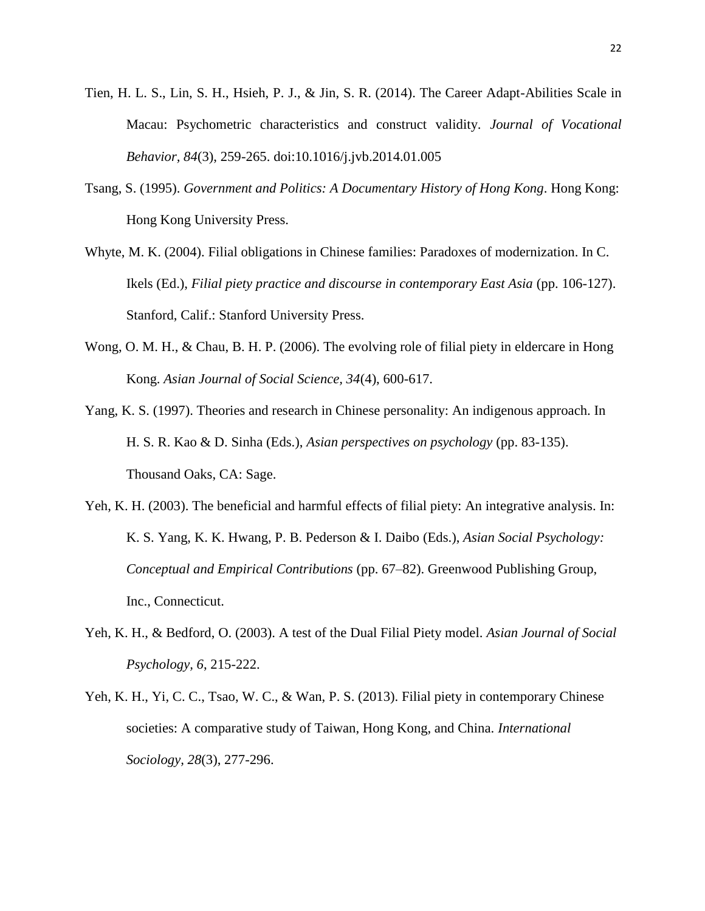Tien, H. L. S., Lin, S. H., Hsieh, P. J., & Jin, S. R. (2014). The Career Adapt-Abilities Scale in Macau: Psychometric characteristics and construct validity. *Journal of Vocational Behavior, 84*(3), 259-265. doi:10.1016/j.jvb.2014.01.005

Tsang, S. (1995). *Government and Politics: A Documentary History of Hong Kong*. Hong Kong: Hong Kong University Press.

Whyte, M. K. (2004). Filial obligations in Chinese families: Paradoxes of modernization. In C. Ikels (Ed.), *Filial piety practice and discourse in contemporary East Asia* (pp. 106-127). Stanford, Calif.: Stanford University Press.

Wong, O. M. H., & Chau, B. H. P. (2006). The evolving role of filial piety in eldercare in Hong Kong. *Asian Journal of Social Science, 34*(4), 600-617.

Yang, K. S. (1997). Theories and research in Chinese personality: An indigenous approach. In H. S. R. Kao & D. Sinha (Eds.), *Asian perspectives on psychology* (pp. 83-135). Thousand Oaks, CA: Sage.

Yeh, K. H. (2003). The beneficial and harmful effects of filial piety: An integrative analysis. In: K. S. Yang, K. K. Hwang, P. B. Pederson & I. Daibo (Eds.), *Asian Social Psychology: Conceptual and Empirical Contributions* (pp. 67–82). Greenwood Publishing Group, Inc., Connecticut.

Yeh, K. H., & Bedford, O. (2003). A test of the Dual Filial Piety model. *Asian Journal of Social Psychology*, *6*, 215-222.

Yeh, K. H., Yi, C. C., Tsao, W. C., & Wan, P. S. (2013). Filial piety in contemporary Chinese societies: A comparative study of Taiwan, Hong Kong, and China. *International Sociology, 28*(3), 277-296.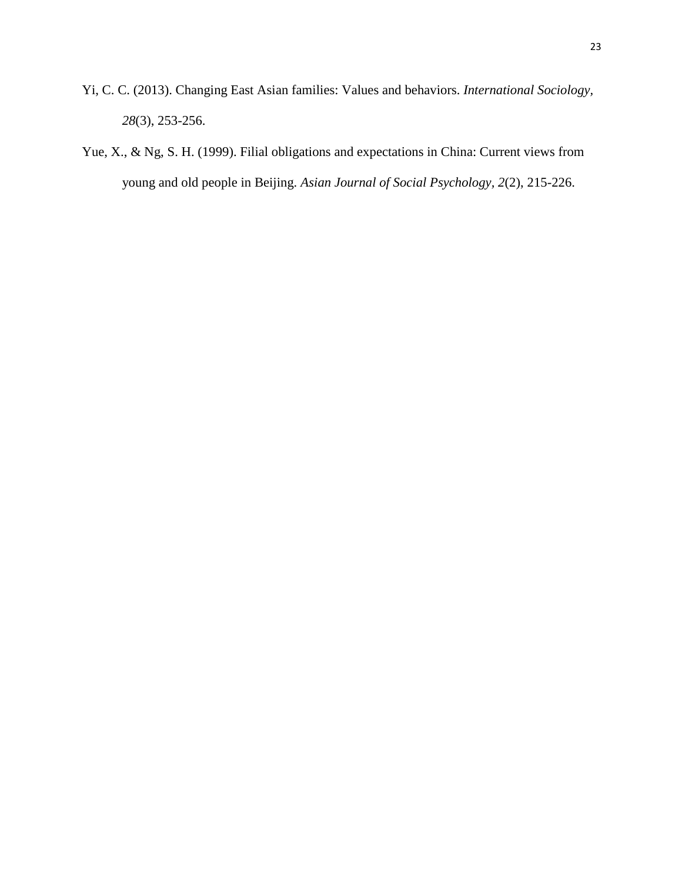Yi, C. C. (2013). Changing East Asian families: Values and behaviors. *International Sociology, 28*(3), 253-256.

Yue, X., & Ng, S. H. (1999). Filial obligations and expectations in China: Current views from young and old people in Beijing. *Asian Journal of Social Psychology, 2*(2), 215-226.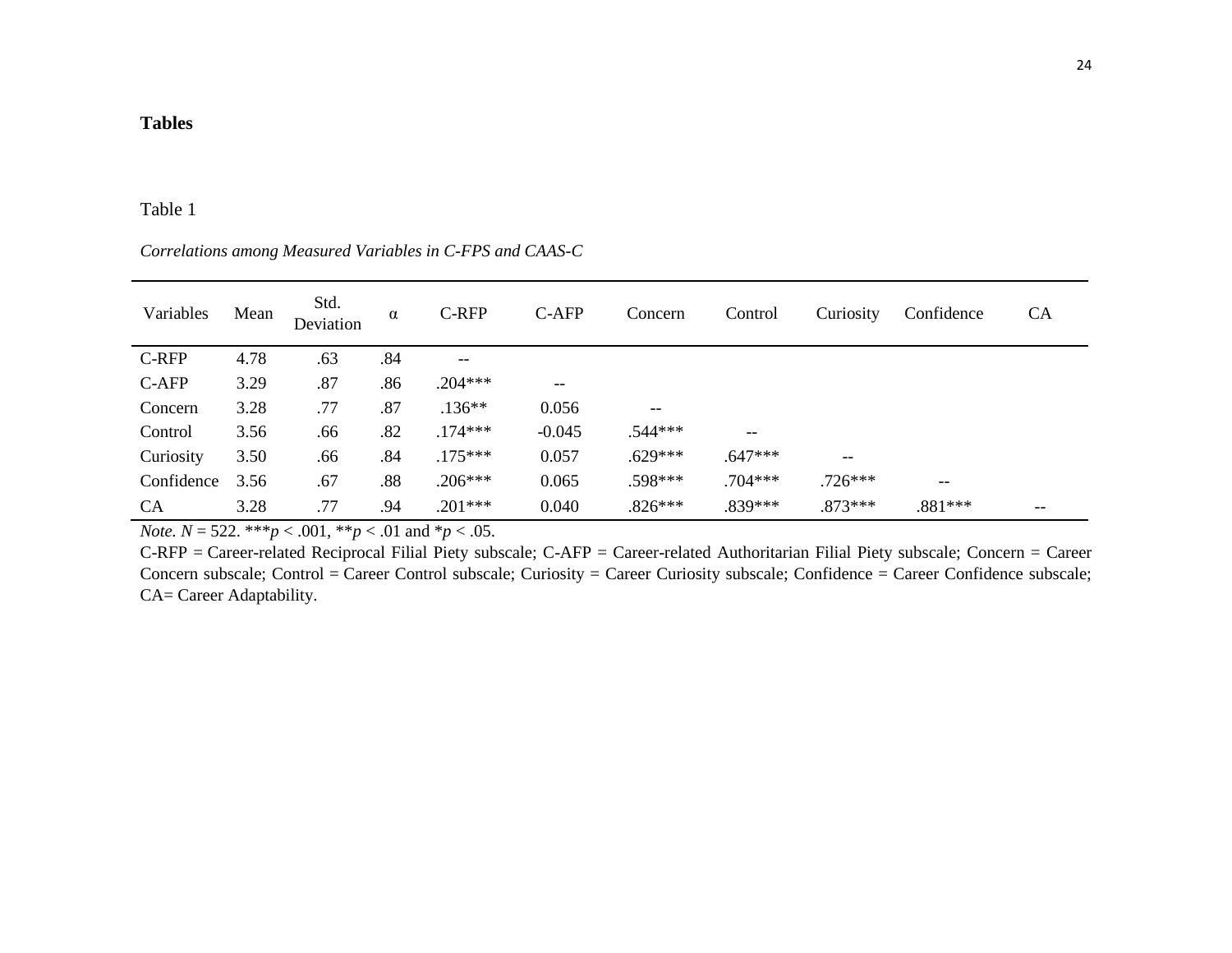**Tables**

Table 1

*Correlations among Measured Variables in C-FPS and CAAS-C*

| Variables | Mean | Std. Deviation | α | C-RFP | C-AFP | Concern | Control | Curiosity | Confidence | CA |
|---|---|---|---|---|---|---|---|---|---|---|
| C-RFP | 4.78 | .63 | .84 | -- | | | | | | |
| C-AFP | 3.29 | .87 | .86 | .204*** | -- | | | | | |
| Concern | 3.28 | .77 | .87 | .136** | 0.056 | -- | | | | |
| Control | 3.56 | .66 | .82 | .174*** | -0.045 | .544*** | -- | | | |
| Curiosity | 3.50 | .66 | .84 | .175*** | 0.057 | .629*** | .647*** | -- | | |
| Confidence | 3.56 | .67 | .88 | .206*** | 0.065 | .598*** | .704*** | .726*** | -- | |
| CA | 3.28 | .77 | .94 | .201*** | 0.040 | .826*** | .839*** | .873*** | .881*** | -- |

*Note*. $N = 522$. ***$p < .001$, **$p < .01$ and *$p < .05$.

C-RFP = Career-related Reciprocal Filial Piety subscale; C-AFP = Career-related Authoritarian Filial Piety subscale; Concern = Career Concern subscale; Control = Career Control subscale; Curiosity = Career Curiosity subscale; Confidence = Career Confidence subscale; CA= Career Adaptability.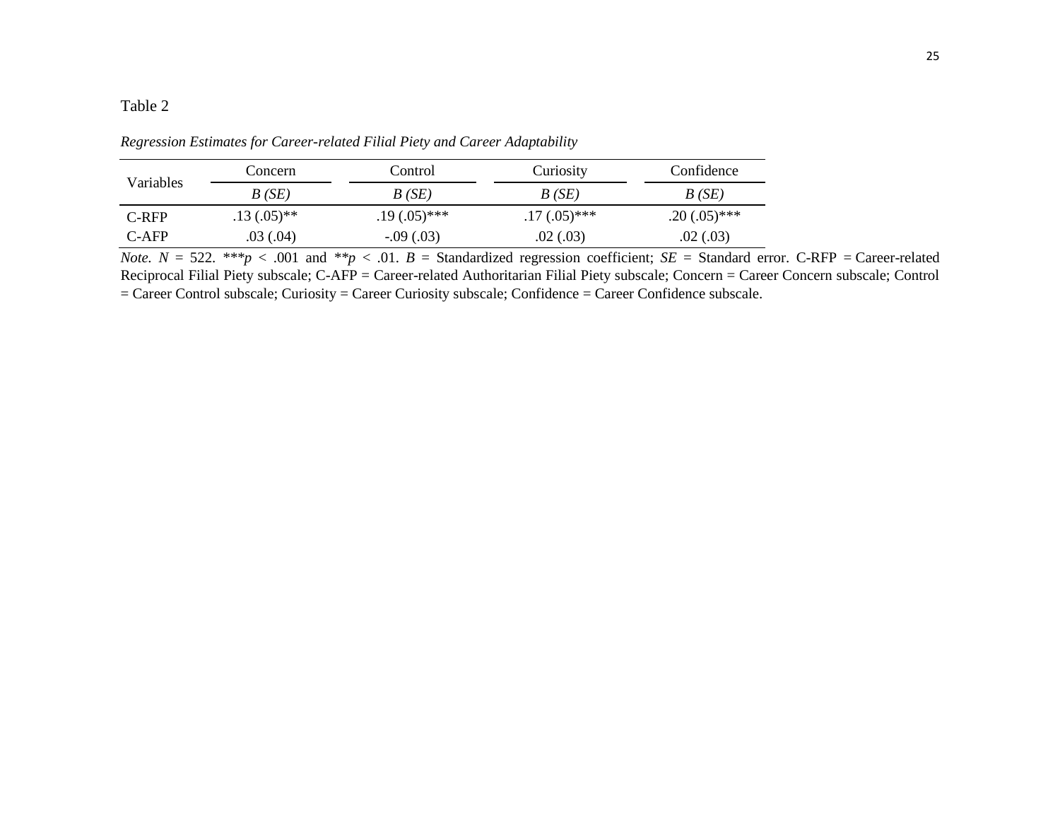Table 2

*Regression Estimates for Career-related Filial Piety and Career Adaptability*

| Variables | Concern | Control | Curiosity | Confidence |
|---|---|---|---|---|
| | *B (SE)* | *B (SE)* | *B (SE)* | *B (SE)* |
| C-RFP | .13 (.05)** | .19 (.05)*** | .17 (.05)*** | .20 (.05)*** |
| C-AFP | .03 (.04) | -.09 (.03) | .02 (.03) | .02 (.03) |

*Note*. $N = 522$. $^{***}p < .001$ and $^{**}p < .01$. $B$ = Standardized regression coefficient; *SE* = Standard error. C-RFP = Career-related Reciprocal Filial Piety subscale; C-AFP = Career-related Authoritarian Filial Piety subscale; Concern = Career Concern subscale; Control = Career Control subscale; Curiosity = Career Curiosity subscale; Confidence = Career Confidence subscale.